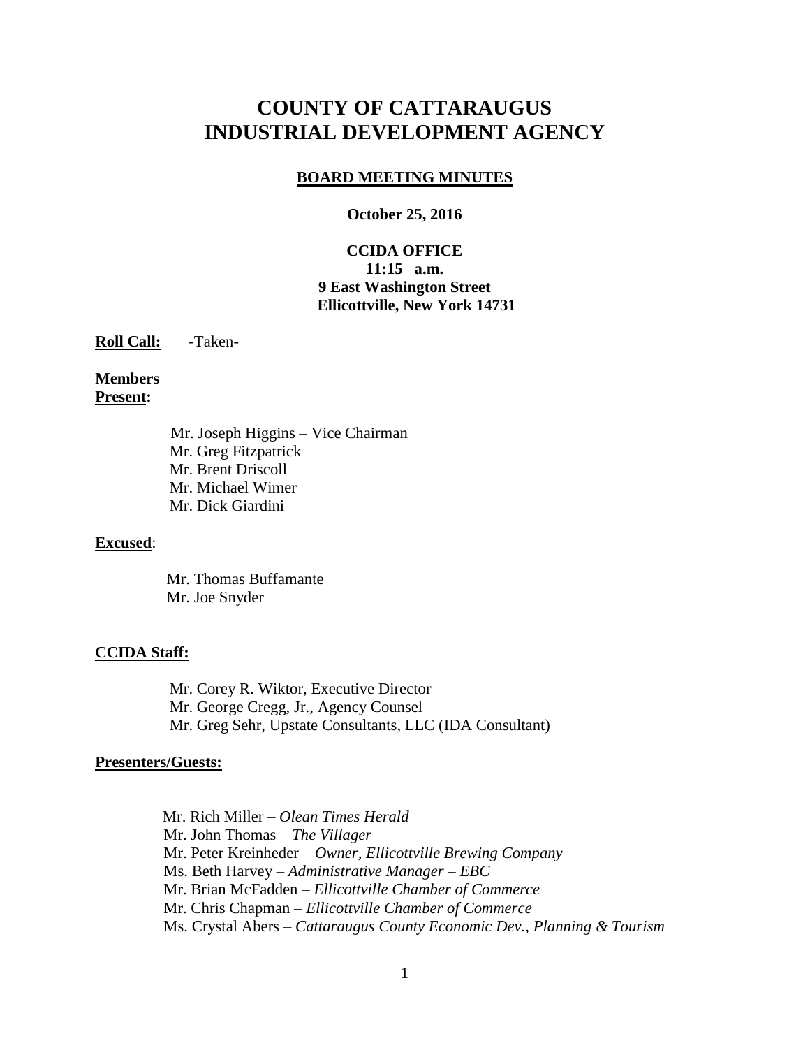# COUNTY OF CATTARAUGUS INDUSTRIAL DEVELOPMENT AGENCY

## BOARD MEETING MINUTES

**October 25, 2016**

**CCIDA OFFICE**
**11:15 a.m.**
**9 East Washington Street**
**Ellicottville, New York 14731**

**Roll Call:** -Taken-

**Members Present:**

Mr. Joseph Higgins – Vice Chairman
Mr. Greg Fitzpatrick
Mr. Brent Driscoll
Mr. Michael Wimer
Mr. Dick Giardini

**Excused**:

Mr. Thomas Buffamante
Mr. Joe Snyder

**CCIDA Staff:**

Mr. Corey R. Wiktor, Executive Director
Mr. George Cregg, Jr., Agency Counsel
Mr. Greg Sehr, Upstate Consultants, LLC (IDA Consultant)

**Presenters/Guests:**

Mr. Rich Miller – *Olean Times Herald*
Mr. John Thomas – *The Villager*
Mr. Peter Kreinheder – *Owner, Ellicottville Brewing Company*
Ms. Beth Harvey – *Administrative Manager – EBC*
Mr. Brian McFadden – *Ellicottville Chamber of Commerce*
Mr. Chris Chapman – *Ellicottville Chamber of Commerce*
Ms. Crystal Abers – *Cattaraugus County Economic Dev., Planning & Tourism*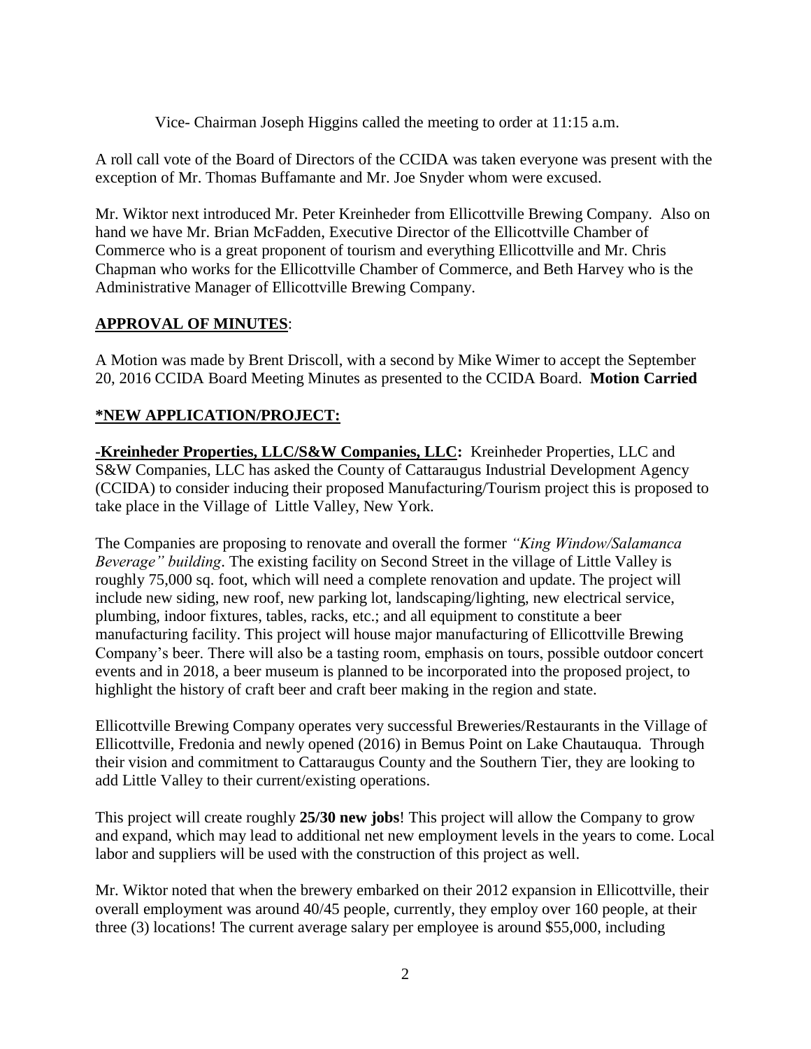Vice- Chairman Joseph Higgins called the meeting to order at 11:15 a.m.

A roll call vote of the Board of Directors of the CCIDA was taken everyone was present with the exception of Mr. Thomas Buffamante and Mr. Joe Snyder whom were excused.

Mr. Wiktor next introduced Mr. Peter Kreinheder from Ellicottville Brewing Company. Also on hand we have Mr. Brian McFadden, Executive Director of the Ellicottville Chamber of Commerce who is a great proponent of tourism and everything Ellicottville and Mr. Chris Chapman who works for the Ellicottville Chamber of Commerce, and Beth Harvey who is the Administrative Manager of Ellicottville Brewing Company.

**APPROVAL OF MINUTES**:

A Motion was made by Brent Driscoll, with a second by Mike Wimer to accept the September 20, 2016 CCIDA Board Meeting Minutes as presented to the CCIDA Board. **Motion Carried**

**\*NEW APPLICATION/PROJECT:**

**-Kreinheder Properties, LLC/S&W Companies, LLC:** Kreinheder Properties, LLC and S&W Companies, LLC has asked the County of Cattaraugus Industrial Development Agency (CCIDA) to consider inducing their proposed Manufacturing/Tourism project this is proposed to take place in the Village of Little Valley, New York.

The Companies are proposing to renovate and overall the former *"King Window/Salamanca Beverage" building*. The existing facility on Second Street in the village of Little Valley is roughly 75,000 sq. foot, which will need a complete renovation and update. The project will include new siding, new roof, new parking lot, landscaping/lighting, new electrical service, plumbing, indoor fixtures, tables, racks, etc.; and all equipment to constitute a beer manufacturing facility. This project will house major manufacturing of Ellicottville Brewing Company's beer. There will also be a tasting room, emphasis on tours, possible outdoor concert events and in 2018, a beer museum is planned to be incorporated into the proposed project, to highlight the history of craft beer and craft beer making in the region and state.

Ellicottville Brewing Company operates very successful Breweries/Restaurants in the Village of Ellicottville, Fredonia and newly opened (2016) in Bemus Point on Lake Chautauqua. Through their vision and commitment to Cattaraugus County and the Southern Tier, they are looking to add Little Valley to their current/existing operations.

This project will create roughly **25/30 new jobs**! This project will allow the Company to grow and expand, which may lead to additional net new employment levels in the years to come. Local labor and suppliers will be used with the construction of this project as well.

Mr. Wiktor noted that when the brewery embarked on their 2012 expansion in Ellicottville, their overall employment was around 40/45 people, currently, they employ over 160 people, at their three (3) locations! The current average salary per employee is around $55,000, including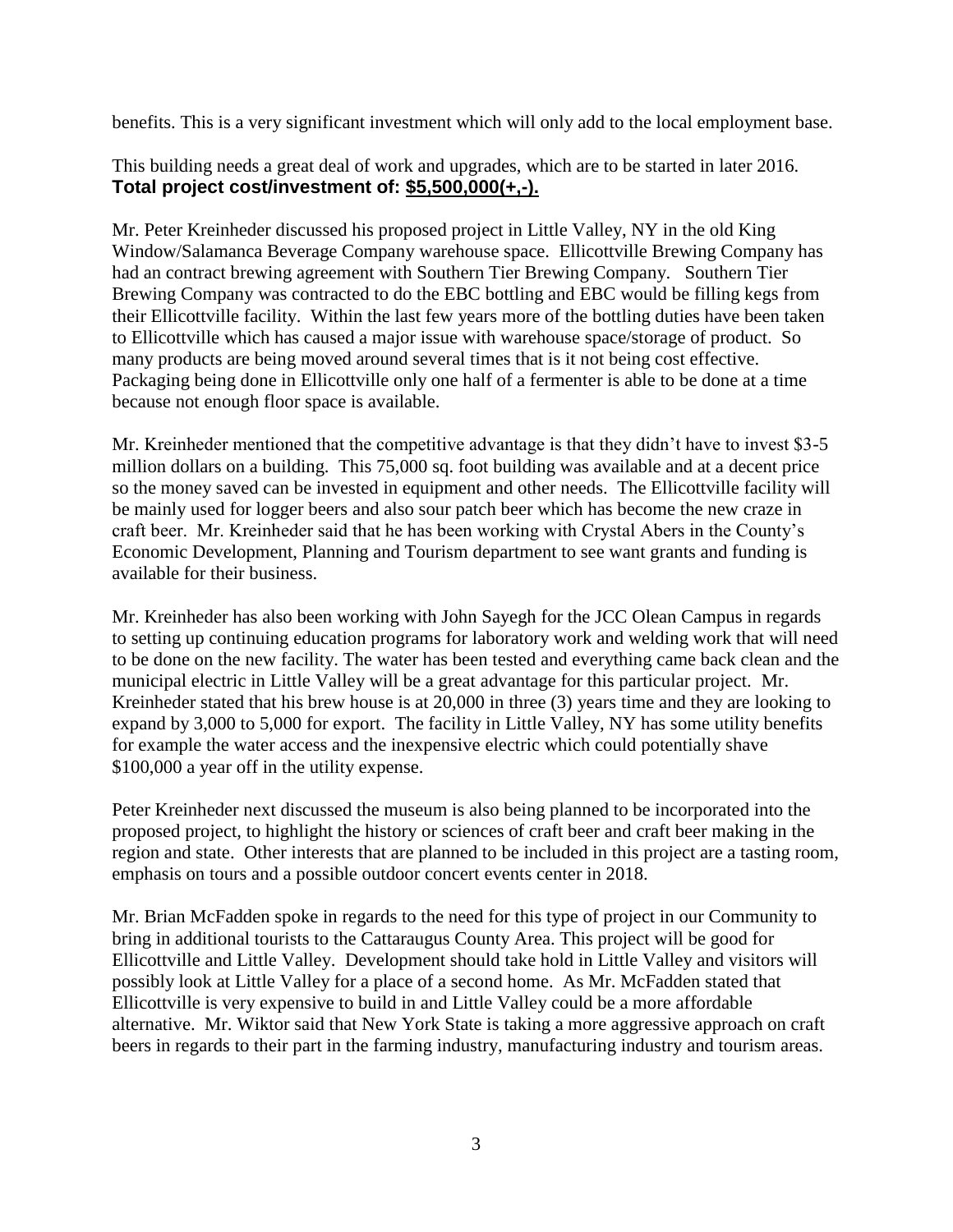benefits. This is a very significant investment which will only add to the local employment base.

This building needs a great deal of work and upgrades, which are to be started in later 2016.
**Total project cost/investment of: <u>$5,500,000(+,-).</u>**

Mr. Peter Kreinheder discussed his proposed project in Little Valley, NY in the old King Window/Salamanca Beverage Company warehouse space. Ellicottville Brewing Company has had an contract brewing agreement with Southern Tier Brewing Company. Southern Tier Brewing Company was contracted to do the EBC bottling and EBC would be filling kegs from their Ellicottville facility. Within the last few years more of the bottling duties have been taken to Ellicottville which has caused a major issue with warehouse space/storage of product. So many products are being moved around several times that is it not being cost effective. Packaging being done in Ellicottville only one half of a fermenter is able to be done at a time because not enough floor space is available.

Mr. Kreinheder mentioned that the competitive advantage is that they didn't have to invest $3-5 million dollars on a building. This 75,000 sq. foot building was available and at a decent price so the money saved can be invested in equipment and other needs. The Ellicottville facility will be mainly used for logger beers and also sour patch beer which has become the new craze in craft beer. Mr. Kreinheder said that he has been working with Crystal Abers in the County's Economic Development, Planning and Tourism department to see want grants and funding is available for their business.

Mr. Kreinheder has also been working with John Sayegh for the JCC Olean Campus in regards to setting up continuing education programs for laboratory work and welding work that will need to be done on the new facility. The water has been tested and everything came back clean and the municipal electric in Little Valley will be a great advantage for this particular project. Mr. Kreinheder stated that his brew house is at 20,000 in three (3) years time and they are looking to expand by 3,000 to 5,000 for export. The facility in Little Valley, NY has some utility benefits for example the water access and the inexpensive electric which could potentially shave $100,000 a year off in the utility expense.

Peter Kreinheder next discussed the museum is also being planned to be incorporated into the proposed project, to highlight the history or sciences of craft beer and craft beer making in the region and state. Other interests that are planned to be included in this project are a tasting room, emphasis on tours and a possible outdoor concert events center in 2018.

Mr. Brian McFadden spoke in regards to the need for this type of project in our Community to bring in additional tourists to the Cattaraugus County Area. This project will be good for Ellicottville and Little Valley. Development should take hold in Little Valley and visitors will possibly look at Little Valley for a place of a second home. As Mr. McFadden stated that Ellicottville is very expensive to build in and Little Valley could be a more affordable alternative. Mr. Wiktor said that New York State is taking a more aggressive approach on craft beers in regards to their part in the farming industry, manufacturing industry and tourism areas.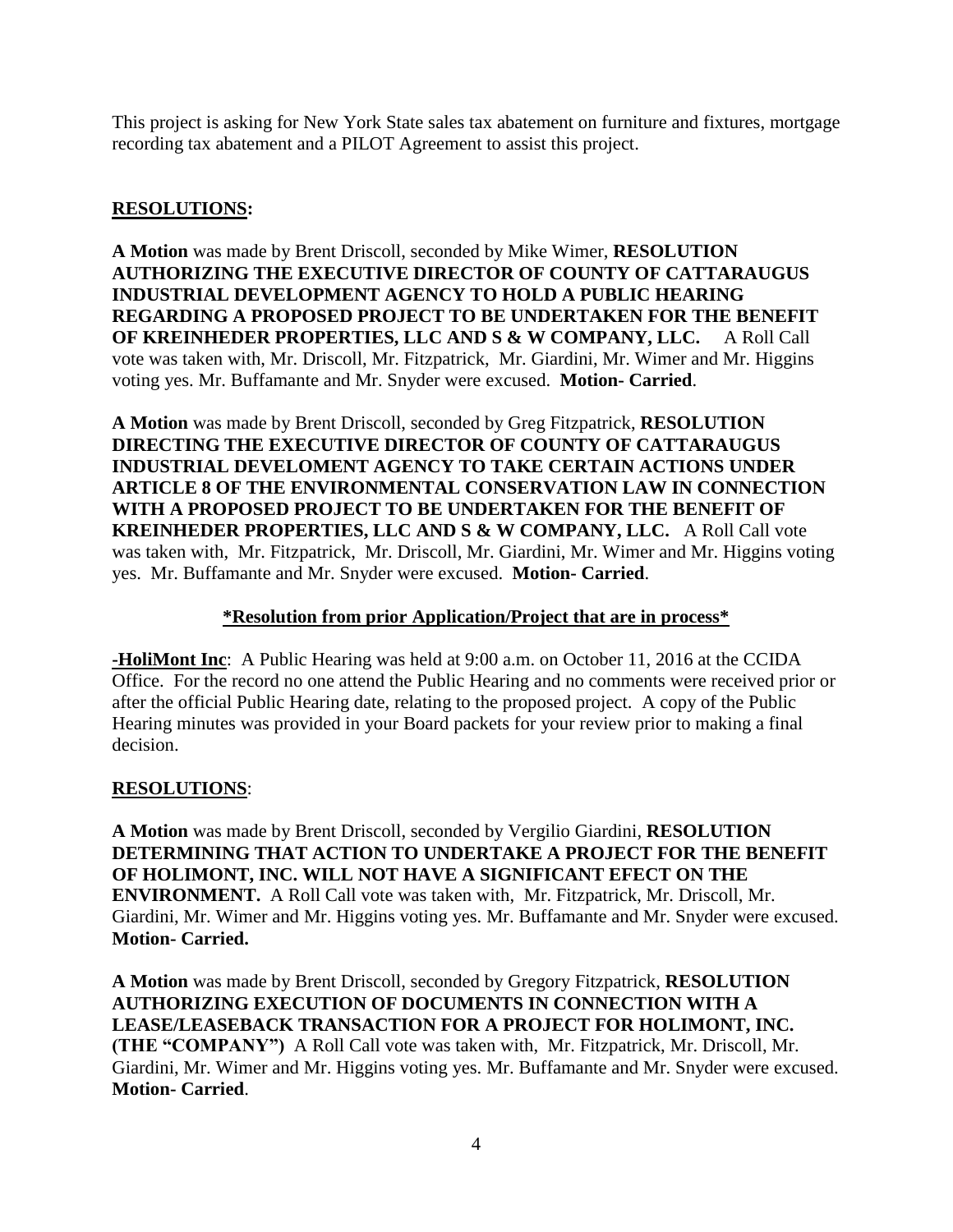This project is asking for New York State sales tax abatement on furniture and fixtures, mortgage recording tax abatement and a PILOT Agreement to assist this project.

## RESOLUTIONS:

**A Motion** was made by Brent Driscoll, seconded by Mike Wimer, **RESOLUTION AUTHORIZING THE EXECUTIVE DIRECTOR OF COUNTY OF CATTARAUGUS INDUSTRIAL DEVELOPMENT AGENCY TO HOLD A PUBLIC HEARING REGARDING A PROPOSED PROJECT TO BE UNDERTAKEN FOR THE BENEFIT OF KREINHEDER PROPERTIES, LLC AND S & W COMPANY, LLC.** A Roll Call vote was taken with, Mr. Driscoll, Mr. Fitzpatrick, Mr. Giardini, Mr. Wimer and Mr. Higgins voting yes. Mr. Buffamante and Mr. Snyder were excused. **Motion- Carried**.

**A Motion** was made by Brent Driscoll, seconded by Greg Fitzpatrick, **RESOLUTION DIRECTING THE EXECUTIVE DIRECTOR OF COUNTY OF CATTARAUGUS INDUSTRIAL DEVELOMENT AGENCY TO TAKE CERTAIN ACTIONS UNDER ARTICLE 8 OF THE ENVIRONMENTAL CONSERVATION LAW IN CONNECTION WITH A PROPOSED PROJECT TO BE UNDERTAKEN FOR THE BENEFIT OF KREINHEDER PROPERTIES, LLC AND S & W COMPANY, LLC.** A Roll Call vote was taken with, Mr. Fitzpatrick, Mr. Driscoll, Mr. Giardini, Mr. Wimer and Mr. Higgins voting yes. Mr. Buffamante and Mr. Snyder were excused. **Motion- Carried**.

**\*Resolution from prior Application/Project that are in process\***

**-HoliMont Inc**: A Public Hearing was held at 9:00 a.m. on October 11, 2016 at the CCIDA Office. For the record no one attend the Public Hearing and no comments were received prior or after the official Public Hearing date, relating to the proposed project. A copy of the Public Hearing minutes was provided in your Board packets for your review prior to making a final decision.

## RESOLUTIONS:

**A Motion** was made by Brent Driscoll, seconded by Vergilio Giardini, **RESOLUTION DETERMINING THAT ACTION TO UNDERTAKE A PROJECT FOR THE BENEFIT OF HOLIMONT, INC. WILL NOT HAVE A SIGNIFICANT EFECT ON THE ENVIRONMENT.** A Roll Call vote was taken with, Mr. Fitzpatrick, Mr. Driscoll, Mr. Giardini, Mr. Wimer and Mr. Higgins voting yes. Mr. Buffamante and Mr. Snyder were excused. **Motion- Carried.**

**A Motion** was made by Brent Driscoll, seconded by Gregory Fitzpatrick, **RESOLUTION AUTHORIZING EXECUTION OF DOCUMENTS IN CONNECTION WITH A LEASE/LEASEBACK TRANSACTION FOR A PROJECT FOR HOLIMONT, INC. (THE "COMPANY")** A Roll Call vote was taken with, Mr. Fitzpatrick, Mr. Driscoll, Mr. Giardini, Mr. Wimer and Mr. Higgins voting yes. Mr. Buffamante and Mr. Snyder were excused. **Motion- Carried**.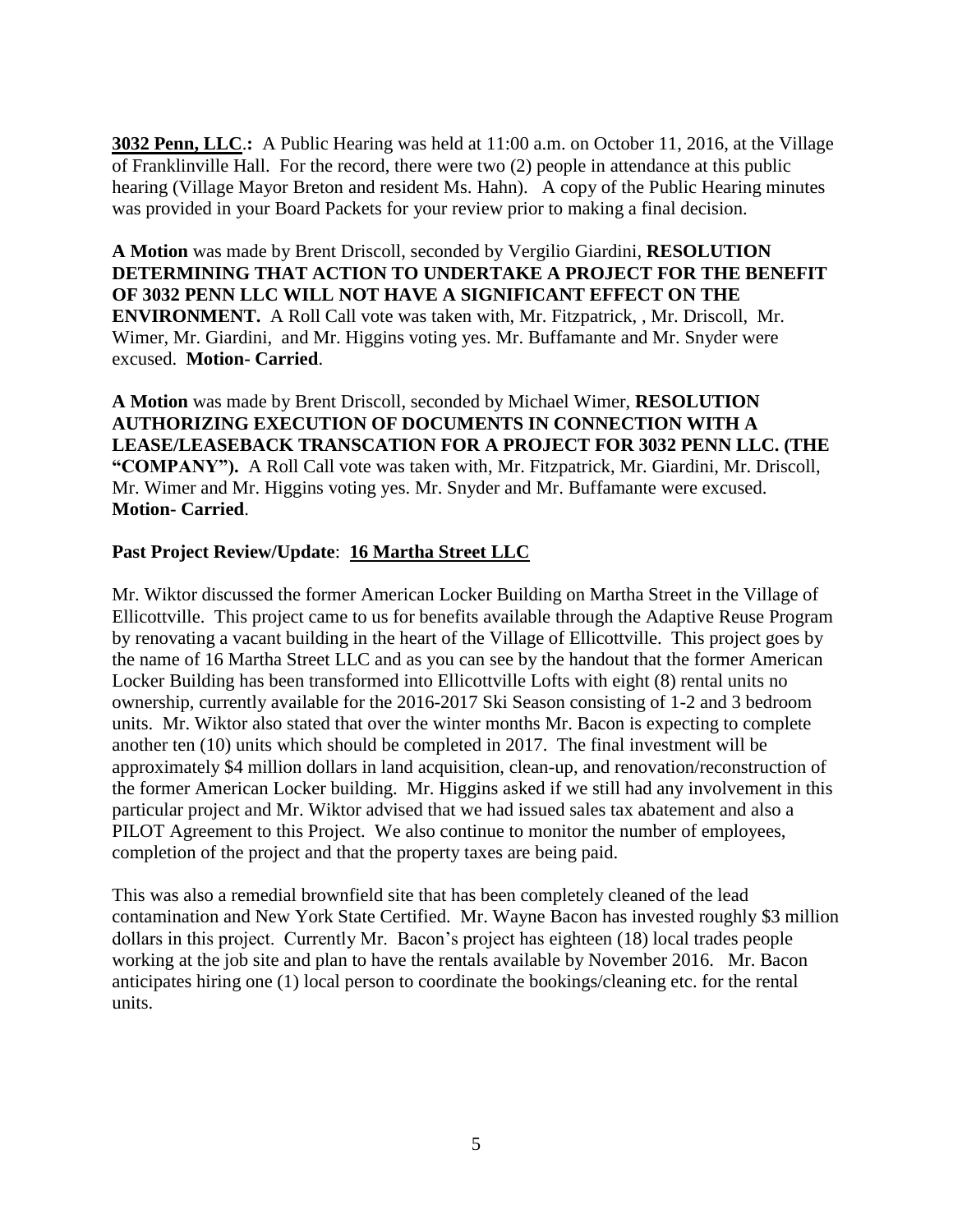**3032 Penn, LLC.:** A Public Hearing was held at 11:00 a.m. on October 11, 2016, at the Village of Franklinville Hall. For the record, there were two (2) people in attendance at this public hearing (Village Mayor Breton and resident Ms. Hahn). A copy of the Public Hearing minutes was provided in your Board Packets for your review prior to making a final decision.

**A Motion** was made by Brent Driscoll, seconded by Vergilio Giardini, **RESOLUTION DETERMINING THAT ACTION TO UNDERTAKE A PROJECT FOR THE BENEFIT OF 3032 PENN LLC WILL NOT HAVE A SIGNIFICANT EFFECT ON THE ENVIRONMENT.** A Roll Call vote was taken with, Mr. Fitzpatrick, , Mr. Driscoll, Mr. Wimer, Mr. Giardini, and Mr. Higgins voting yes. Mr. Buffamante and Mr. Snyder were excused. **Motion- Carried**.

**A Motion** was made by Brent Driscoll, seconded by Michael Wimer, **RESOLUTION AUTHORIZING EXECUTION OF DOCUMENTS IN CONNECTION WITH A LEASE/LEASEBACK TRANSCATION FOR A PROJECT FOR 3032 PENN LLC. (THE "COMPANY").** A Roll Call vote was taken with, Mr. Fitzpatrick, Mr. Giardini, Mr. Driscoll, Mr. Wimer and Mr. Higgins voting yes. Mr. Snyder and Mr. Buffamante were excused. **Motion- Carried**.

**Past Project Review/Update**: **16 Martha Street LLC**

Mr. Wiktor discussed the former American Locker Building on Martha Street in the Village of Ellicottville. This project came to us for benefits available through the Adaptive Reuse Program by renovating a vacant building in the heart of the Village of Ellicottville. This project goes by the name of 16 Martha Street LLC and as you can see by the handout that the former American Locker Building has been transformed into Ellicottville Lofts with eight (8) rental units no ownership, currently available for the 2016-2017 Ski Season consisting of 1-2 and 3 bedroom units. Mr. Wiktor also stated that over the winter months Mr. Bacon is expecting to complete another ten (10) units which should be completed in 2017. The final investment will be approximately $4 million dollars in land acquisition, clean-up, and renovation/reconstruction of the former American Locker building. Mr. Higgins asked if we still had any involvement in this particular project and Mr. Wiktor advised that we had issued sales tax abatement and also a PILOT Agreement to this Project. We also continue to monitor the number of employees, completion of the project and that the property taxes are being paid.

This was also a remedial brownfield site that has been completely cleaned of the lead contamination and New York State Certified. Mr. Wayne Bacon has invested roughly $3 million dollars in this project. Currently Mr. Bacon's project has eighteen (18) local trades people working at the job site and plan to have the rentals available by November 2016. Mr. Bacon anticipates hiring one (1) local person to coordinate the bookings/cleaning etc. for the rental units.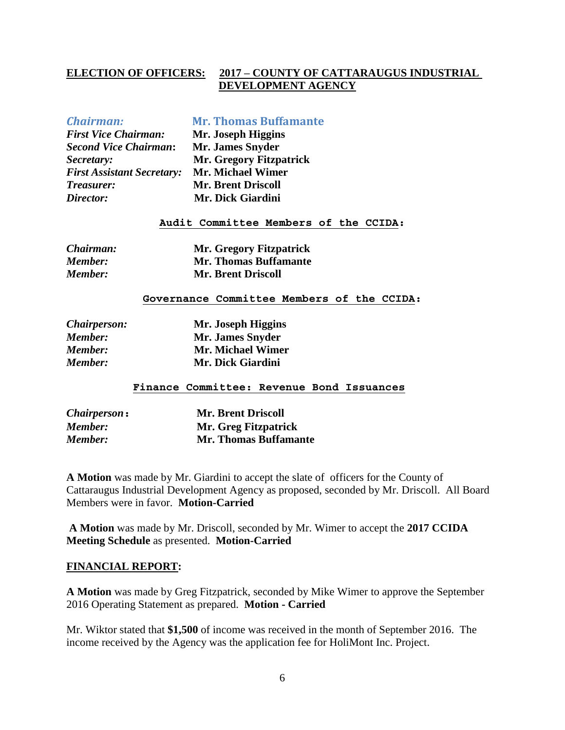**ELECTION OF OFFICERS:** **2017 – COUNTY OF CATTARAUGUS INDUSTRIAL DEVELOPMENT AGENCY**

| | |
|---|---|
| ***Chairman:*** | **Mr. Thomas Buffamante** |
| ***First Vice Chairman:*** | **Mr. Joseph Higgins** |
| ***Second Vice Chairman:*** | **Mr. James Snyder** |
| ***Secretary:*** | **Mr. Gregory Fitzpatrick** |
| ***First Assistant Secretary:*** | **Mr. Michael Wimer** |
| ***Treasurer:*** | **Mr. Brent Driscoll** |
| ***Director:*** | **Mr. Dick Giardini** |

**Audit Committee Members of the CCIDA:**

| | |
|---|---|
| ***Chairman:*** | **Mr. Gregory Fitzpatrick** |
| ***Member:*** | **Mr. Thomas Buffamante** |
| ***Member:*** | **Mr. Brent Driscoll** |

**Governance Committee Members of the CCIDA:**

| | |
|---|---|
| ***Chairperson:*** | **Mr. Joseph Higgins** |
| ***Member:*** | **Mr. James Snyder** |
| ***Member:*** | **Mr. Michael Wimer** |
| ***Member:*** | **Mr. Dick Giardini** |

**Finance Committee: Revenue Bond Issuances**

| | |
|---|---|
| ***Chairperson:*** | **Mr. Brent Driscoll** |
| ***Member:*** | **Mr. Greg Fitzpatrick** |
| ***Member:*** | **Mr. Thomas Buffamante** |

**A Motion** was made by Mr. Giardini to accept the slate of officers for the County of Cattaraugus Industrial Development Agency as proposed, seconded by Mr. Driscoll. All Board Members were in favor. **Motion-Carried**

**A Motion** was made by Mr. Driscoll, seconded by Mr. Wimer to accept the **2017 CCIDA Meeting Schedule** as presented. **Motion-Carried**

## FINANCIAL REPORT:

**A Motion** was made by Greg Fitzpatrick, seconded by Mike Wimer to approve the September 2016 Operating Statement as prepared. **Motion - Carried**

Mr. Wiktor stated that **$1,500** of income was received in the month of September 2016. The income received by the Agency was the application fee for HoliMont Inc. Project.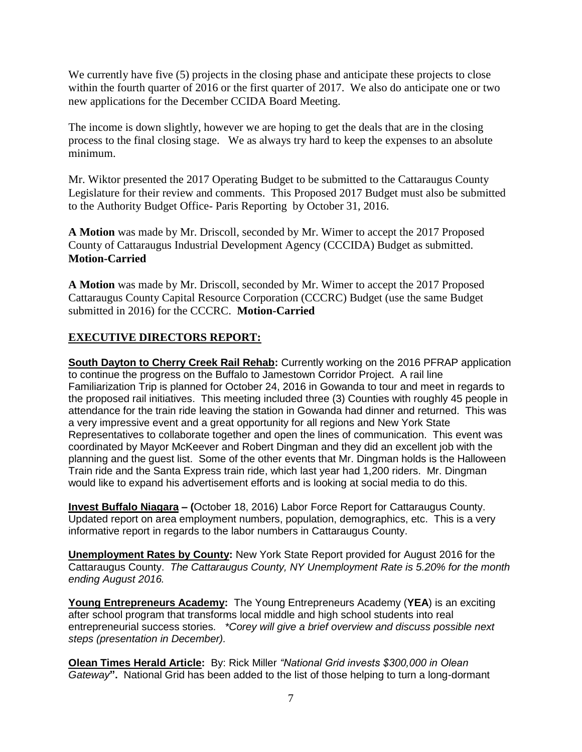We currently have five (5) projects in the closing phase and anticipate these projects to close within the fourth quarter of 2016 or the first quarter of 2017. We also do anticipate one or two new applications for the December CCIDA Board Meeting.

The income is down slightly, however we are hoping to get the deals that are in the closing process to the final closing stage. We as always try hard to keep the expenses to an absolute minimum.

Mr. Wiktor presented the 2017 Operating Budget to be submitted to the Cattaraugus County Legislature for their review and comments. This Proposed 2017 Budget must also be submitted to the Authority Budget Office- Paris Reporting by October 31, 2016.

**A Motion** was made by Mr. Driscoll, seconded by Mr. Wimer to accept the 2017 Proposed County of Cattaraugus Industrial Development Agency (CCCIDA) Budget as submitted. **Motion-Carried**

**A Motion** was made by Mr. Driscoll, seconded by Mr. Wimer to accept the 2017 Proposed Cattaraugus County Capital Resource Corporation (CCCRC) Budget (use the same Budget submitted in 2016) for the CCCRC. **Motion-Carried**

## EXECUTIVE DIRECTORS REPORT:

**South Dayton to Cherry Creek Rail Rehab:** Currently working on the 2016 PFRAP application to continue the progress on the Buffalo to Jamestown Corridor Project. A rail line Familiarization Trip is planned for October 24, 2016 in Gowanda to tour and meet in regards to the proposed rail initiatives. This meeting included three (3) Counties with roughly 45 people in attendance for the train ride leaving the station in Gowanda had dinner and returned. This was a very impressive event and a great opportunity for all regions and New York State Representatives to collaborate together and open the lines of communication. This event was coordinated by Mayor McKeever and Robert Dingman and they did an excellent job with the planning and the guest list. Some of the other events that Mr. Dingman holds is the Halloween Train ride and the Santa Express train ride, which last year had 1,200 riders. Mr. Dingman would like to expand his advertisement efforts and is looking at social media to do this.

**Invest Buffalo Niagara – (**October 18, 2016) Labor Force Report for Cattaraugus County. Updated report on area employment numbers, population, demographics, etc. This is a very informative report in regards to the labor numbers in Cattaraugus County.

**Unemployment Rates by County:** New York State Report provided for August 2016 for the Cattaraugus County. *The Cattaraugus County, NY Unemployment Rate is 5.20% for the month ending August 2016.*

**Young Entrepreneurs Academy:** The Young Entrepreneurs Academy (**YEA**) is an exciting after school program that transforms local middle and high school students into real entrepreneurial success stories. *\*Corey will give a brief overview and discuss possible next steps (presentation in December).*

**Olean Times Herald Article:** By: Rick Miller *"National Grid invests $300,000 in Olean Gateway***".** National Grid has been added to the list of those helping to turn a long-dormant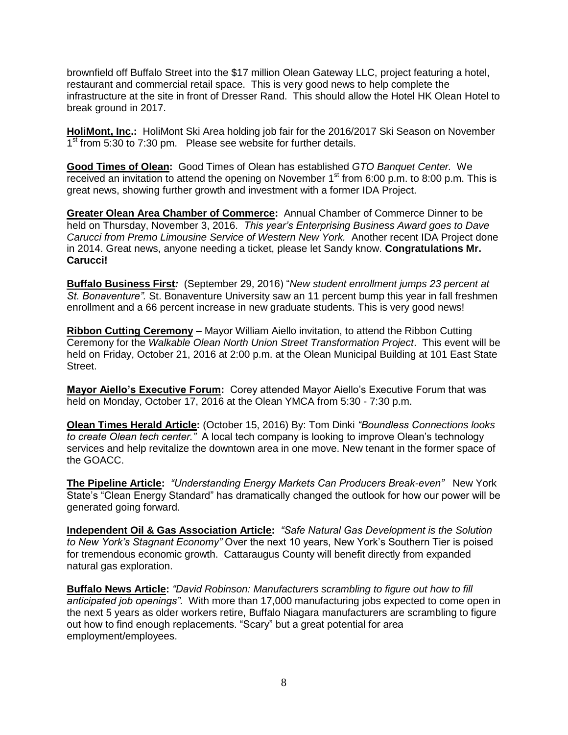brownfield off Buffalo Street into the $17 million Olean Gateway LLC, project featuring a hotel, restaurant and commercial retail space. This is very good news to help complete the infrastructure at the site in front of Dresser Rand. This should allow the Hotel HK Olean Hotel to break ground in 2017.

**HoliMont, Inc.:** HoliMont Ski Area holding job fair for the 2016/2017 Ski Season on November 1st from 5:30 to 7:30 pm. Please see website for further details.

**Good Times of Olean:** Good Times of Olean has established *GTO Banquet Center.* We received an invitation to attend the opening on November 1st from 6:00 p.m. to 8:00 p.m. This is great news, showing further growth and investment with a former IDA Project.

**Greater Olean Area Chamber of Commerce:** Annual Chamber of Commerce Dinner to be held on Thursday, November 3, 2016. *This year's Enterprising Business Award goes to Dave Carucci from Premo Limousine Service of Western New York.* Another recent IDA Project done in 2014. Great news, anyone needing a ticket, please let Sandy know. **Congratulations Mr. Carucci!**

**Buffalo Business First:** (September 29, 2016) "*New student enrollment jumps 23 percent at St. Bonaventure".* St. Bonaventure University saw an 11 percent bump this year in fall freshmen enrollment and a 66 percent increase in new graduate students. This is very good news!

**Ribbon Cutting Ceremony –** Mayor William Aiello invitation, to attend the Ribbon Cutting Ceremony for the *Walkable Olean North Union Street Transformation Project*. This event will be held on Friday, October 21, 2016 at 2:00 p.m. at the Olean Municipal Building at 101 East State Street.

**Mayor Aiello's Executive Forum:** Corey attended Mayor Aiello's Executive Forum that was held on Monday, October 17, 2016 at the Olean YMCA from 5:30 - 7:30 p.m.

**Olean Times Herald Article:** (October 15, 2016) By: Tom Dinki *"Boundless Connections looks to create Olean tech center."* A local tech company is looking to improve Olean's technology services and help revitalize the downtown area in one move. New tenant in the former space of the GOACC.

**The Pipeline Article:** *"Understanding Energy Markets Can Producers Break-even"* New York State's "Clean Energy Standard" has dramatically changed the outlook for how our power will be generated going forward.

**Independent Oil & Gas Association Article:** *"Safe Natural Gas Development is the Solution to New York's Stagnant Economy"* Over the next 10 years, New York's Southern Tier is poised for tremendous economic growth. Cattaraugus County will benefit directly from expanded natural gas exploration.

**Buffalo News Article:** *"David Robinson: Manufacturers scrambling to figure out how to fill anticipated job openings".* With more than 17,000 manufacturing jobs expected to come open in the next 5 years as older workers retire, Buffalo Niagara manufacturers are scrambling to figure out how to find enough replacements. "Scary" but a great potential for area employment/employees.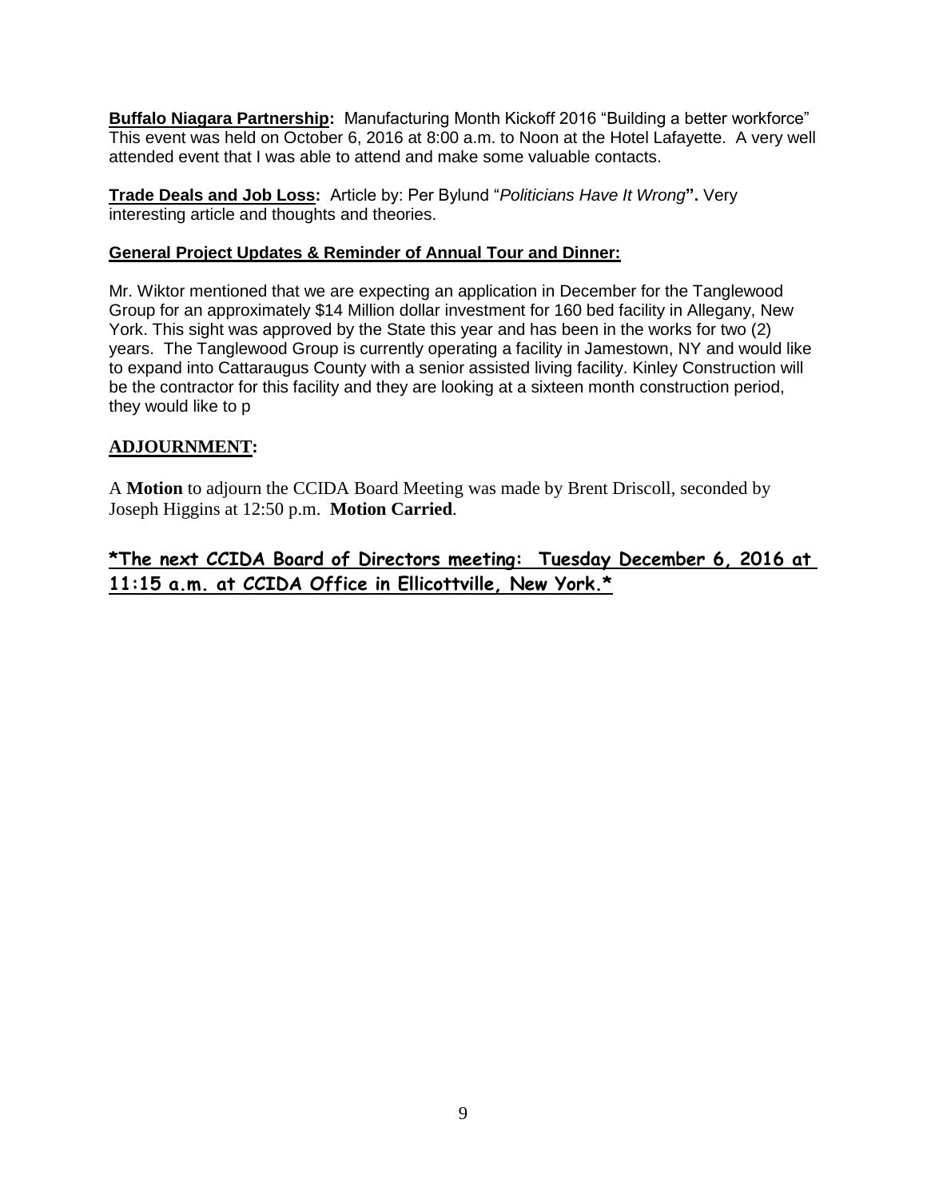**<u>Buffalo Niagara Partnership</u>:** Manufacturing Month Kickoff 2016 "Building a better workforce" This event was held on October 6, 2016 at 8:00 a.m. to Noon at the Hotel Lafayette. A very well attended event that I was able to attend and make some valuable contacts.

**<u>Trade Deals and Job Loss</u>:** Article by: Per Bylund "*Politicians Have It Wrong*"**.** Very interesting article and thoughts and theories.

**<u>General Project Updates & Reminder of Annual Tour and Dinner:</u>**

Mr. Wiktor mentioned that we are expecting an application in December for the Tanglewood Group for an approximately $14 Million dollar investment for 160 bed facility in Allegany, New York. This sight was approved by the State this year and has been in the works for two (2) years. The Tanglewood Group is currently operating a facility in Jamestown, NY and would like to expand into Cattaraugus County with a senior assisted living facility. Kinley Construction will be the contractor for this facility and they are looking at a sixteen month construction period, they would like to p

## <u>ADJOURNMENT</u>:

A **Motion** to adjourn the CCIDA Board Meeting was made by Brent Driscoll, seconded by Joseph Higgins at 12:50 p.m. **Motion Carried**.

**<u>*The next CCIDA Board of Directors meeting: Tuesday December 6, 2016 at 11:15 a.m. at CCIDA Office in Ellicottville, New York.*</u>**